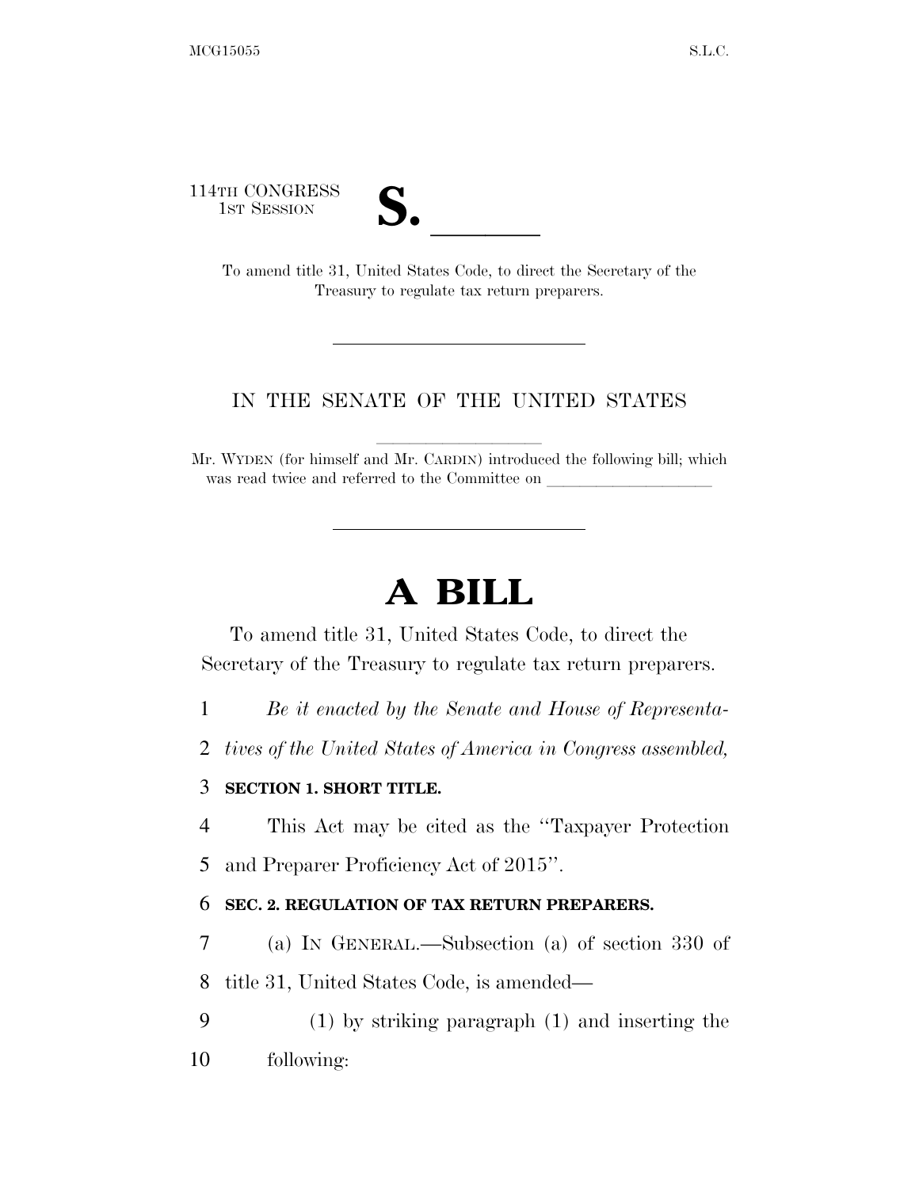114TH CONGRESS
1ST SESSION

# S. \_\_\_\_\_\_

To amend title 31, United States Code, to direct the Secretary of the Treasury to regulate tax return preparers.

---

IN THE SENATE OF THE UNITED STATES

---

Mr. WYDEN (for himself and Mr. CARDIN) introduced the following bill; which was read twice and referred to the Committee on \_\_\_\_\_\_\_\_\_\_\_\_\_\_\_\_\_\_\_\_

---

# A BILL

To amend title 31, United States Code, to direct the Secretary of the Treasury to regulate tax return preparers.

1 *Be it enacted by the Senate and House of Representa-*
2 *tives of the United States of America in Congress assembled,*

3 **SECTION 1. SHORT TITLE.**

4 This Act may be cited as the "Taxpayer Protection
5 and Preparer Proficiency Act of 2015".

6 **SEC. 2. REGULATION OF TAX RETURN PREPARERS.**

7 (a) IN GENERAL.—Subsection (a) of section 330 of
8 title 31, United States Code, is amended—

9 (1) by striking paragraph (1) and inserting the
10 following: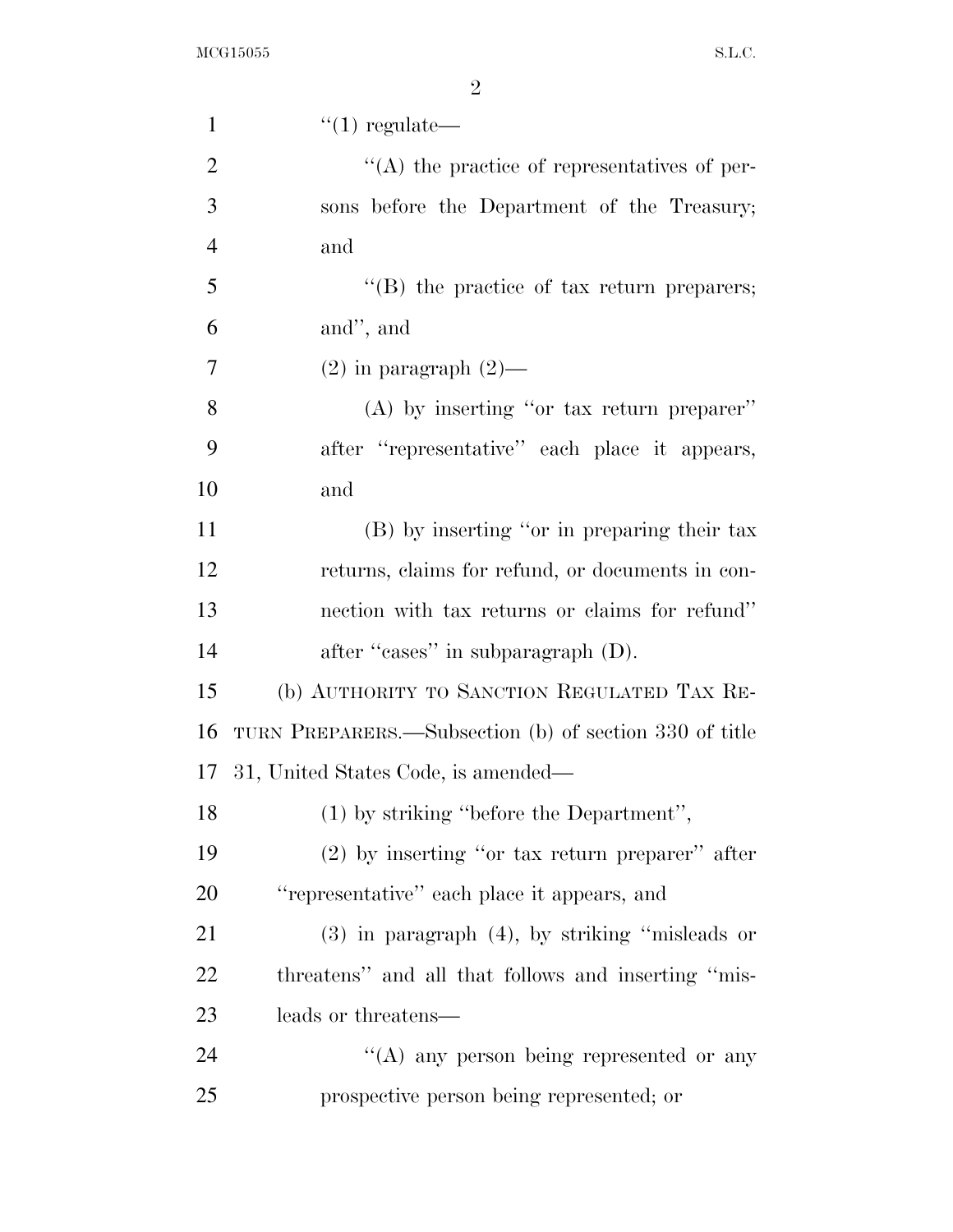"(1) regulate—

"(A) the practice of representatives of persons before the Department of the Treasury; and

"(B) the practice of tax return preparers; and", and

(2) in paragraph (2)—

(A) by inserting "or tax return preparer" after "representative" each place it appears, and

(B) by inserting "or in preparing their tax returns, claims for refund, or documents in connection with tax returns or claims for refund" after "cases" in subparagraph (D).

(b) AUTHORITY TO SANCTION REGULATED TAX RETURN PREPARERS.—Subsection (b) of section 330 of title 31, United States Code, is amended—

(1) by striking "before the Department",

(2) by inserting "or tax return preparer" after "representative" each place it appears, and

(3) in paragraph (4), by striking "misleads or threatens" and all that follows and inserting "misleads or threatens—

"(A) any person being represented or any prospective person being represented; or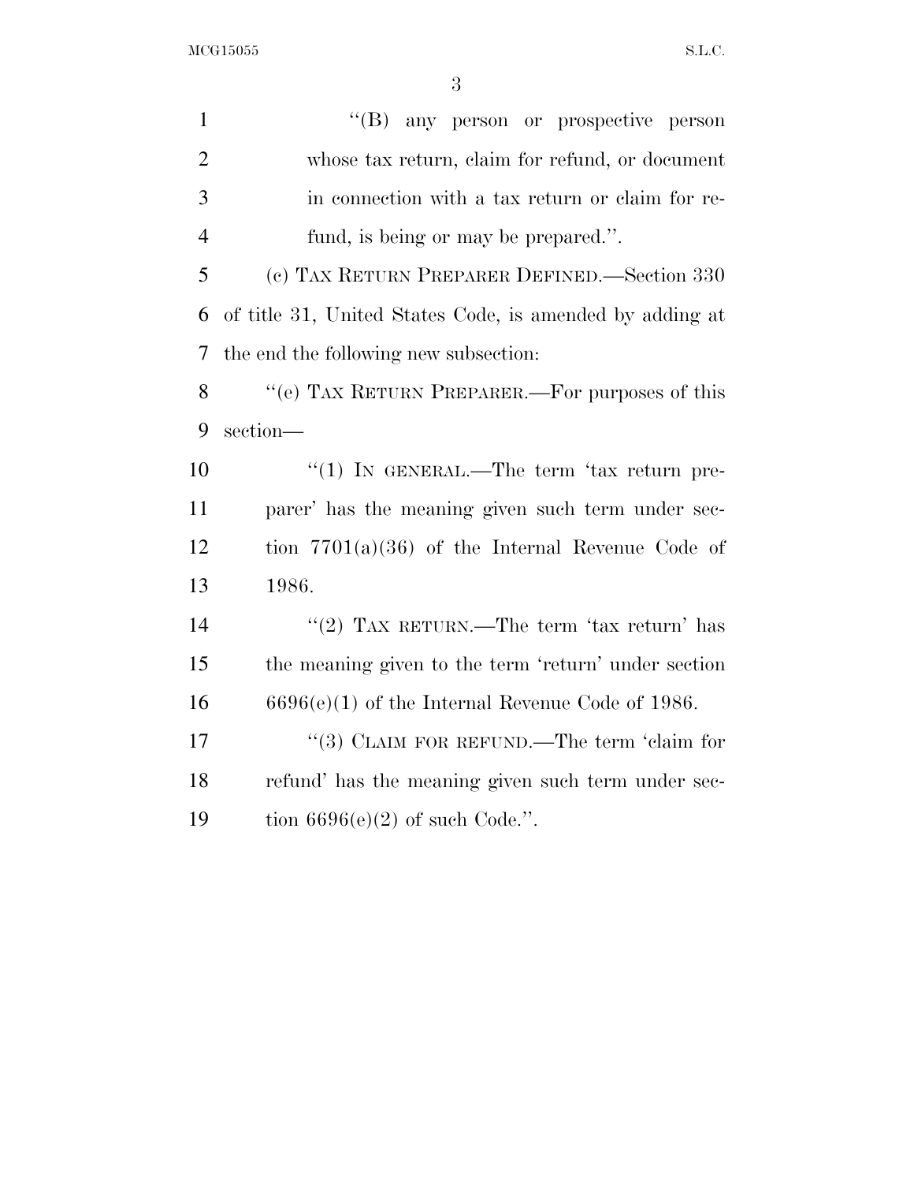"(B) any person or prospective person whose tax return, claim for refund, or document in connection with a tax return or claim for refund, is being or may be prepared.".

(c) TAX RETURN PREPARER DEFINED.—Section 330 of title 31, United States Code, is amended by adding at the end the following new subsection:

"(e) TAX RETURN PREPARER.—For purposes of this section—

"(1) IN GENERAL.—The term 'tax return preparer' has the meaning given such term under section 7701(a)(36) of the Internal Revenue Code of 1986.

"(2) TAX RETURN.—The term 'tax return' has the meaning given to the term 'return' under section 6696(e)(1) of the Internal Revenue Code of 1986.

"(3) CLAIM FOR REFUND.—The term 'claim for refund' has the meaning given such term under section 6696(e)(2) of such Code.".